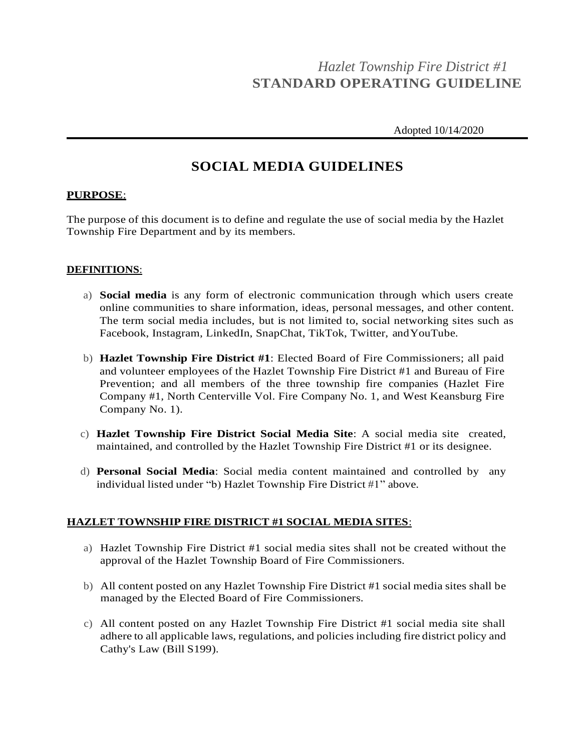*Hazlet Township Fire District #1*
**STANDARD OPERATING GUIDELINE**

Adopted 10/14/2020

# SOCIAL MEDIA GUIDELINES

**PURPOSE**:

The purpose of this document is to define and regulate the use of social media by the Hazlet Township Fire Department and by its members.

**DEFINITIONS**:

a) **Social media** is any form of electronic communication through which users create online communities to share information, ideas, personal messages, and other content. The term social media includes, but is not limited to, social networking sites such as Facebook, Instagram, LinkedIn, SnapChat, TikTok, Twitter, andYouTube.

b) **Hazlet Township Fire District #1**: Elected Board of Fire Commissioners; all paid and volunteer employees of the Hazlet Township Fire District #1 and Bureau of Fire Prevention; and all members of the three township fire companies (Hazlet Fire Company #1, North Centerville Vol. Fire Company No. 1, and West Keansburg Fire Company No. 1).

c) **Hazlet Township Fire District Social Media Site**: A social media site created, maintained, and controlled by the Hazlet Township Fire District #1 or its designee.

d) **Personal Social Media**: Social media content maintained and controlled by any individual listed under "b) Hazlet Township Fire District #1" above.

**HAZLET TOWNSHIP FIRE DISTRICT #1 SOCIAL MEDIA SITES**:

a) Hazlet Township Fire District #1 social media sites shall not be created without the approval of the Hazlet Township Board of Fire Commissioners.

b) All content posted on any Hazlet Township Fire District #1 social media sites shall be managed by the Elected Board of Fire Commissioners.

c) All content posted on any Hazlet Township Fire District #1 social media site shall adhere to all applicable laws, regulations, and policies including fire district policy and Cathy's Law (Bill S199).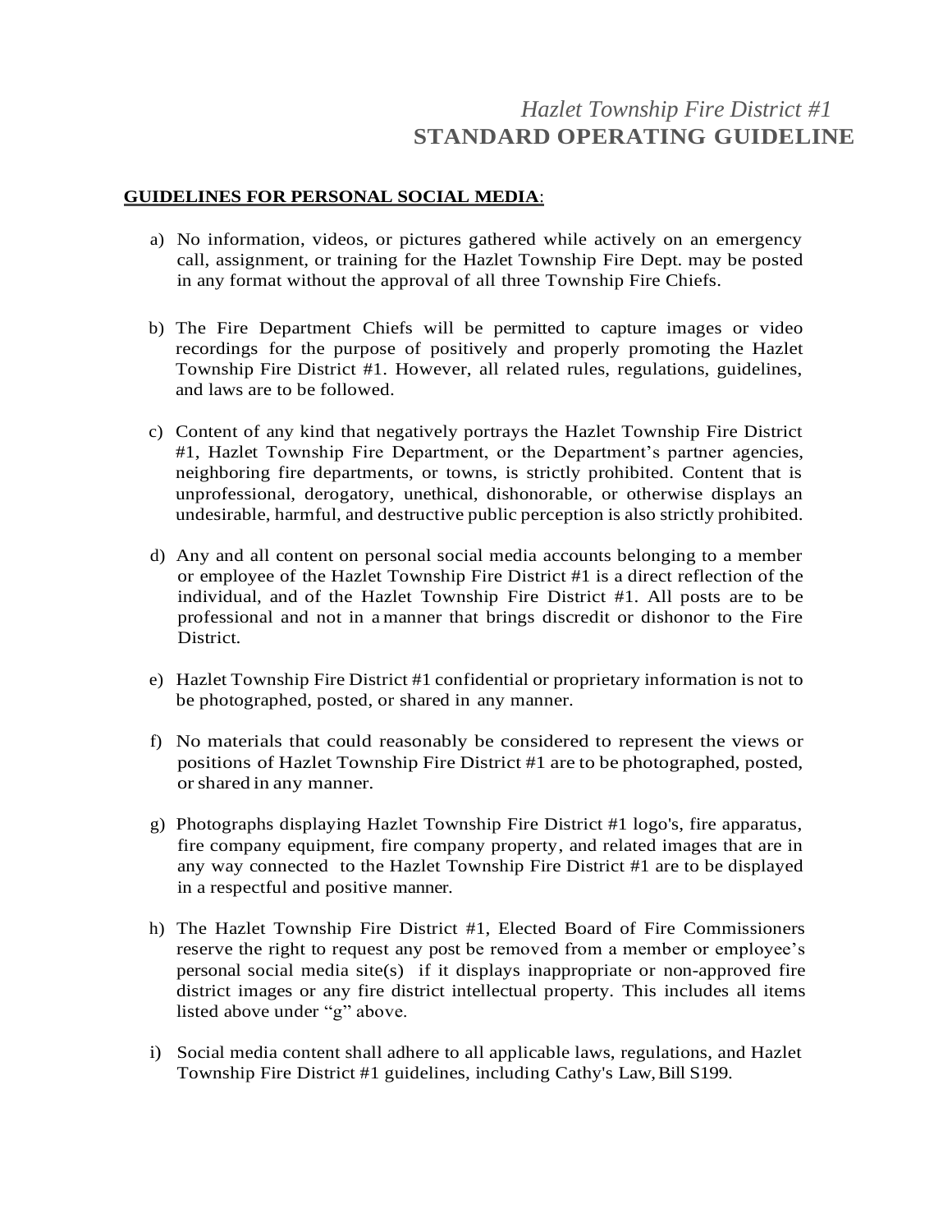*Hazlet Township Fire District #1*

**STANDARD OPERATING GUIDELINE**

**GUIDELINES FOR PERSONAL SOCIAL MEDIA**:

a) No information, videos, or pictures gathered while actively on an emergency call, assignment, or training for the Hazlet Township Fire Dept. may be posted in any format without the approval of all three Township Fire Chiefs.

b) The Fire Department Chiefs will be permitted to capture images or video recordings for the purpose of positively and properly promoting the Hazlet Township Fire District #1. However, all related rules, regulations, guidelines, and laws are to be followed.

c) Content of any kind that negatively portrays the Hazlet Township Fire District #1, Hazlet Township Fire Department, or the Department's partner agencies, neighboring fire departments, or towns, is strictly prohibited. Content that is unprofessional, derogatory, unethical, dishonorable, or otherwise displays an undesirable, harmful, and destructive public perception is also strictly prohibited.

d) Any and all content on personal social media accounts belonging to a member or employee of the Hazlet Township Fire District #1 is a direct reflection of the individual, and of the Hazlet Township Fire District #1. All posts are to be professional and not in a manner that brings discredit or dishonor to the Fire District.

e) Hazlet Township Fire District #1 confidential or proprietary information is not to be photographed, posted, or shared in any manner.

f) No materials that could reasonably be considered to represent the views or positions of Hazlet Township Fire District #1 are to be photographed, posted, or shared in any manner.

g) Photographs displaying Hazlet Township Fire District #1 logo's, fire apparatus, fire company equipment, fire company property, and related images that are in any way connected to the Hazlet Township Fire District #1 are to be displayed in a respectful and positive manner.

h) The Hazlet Township Fire District #1, Elected Board of Fire Commissioners reserve the right to request any post be removed from a member or employee's personal social media site(s) if it displays inappropriate or non-approved fire district images or any fire district intellectual property. This includes all items listed above under "g" above.

i) Social media content shall adhere to all applicable laws, regulations, and Hazlet Township Fire District #1 guidelines, including Cathy's Law, Bill S199.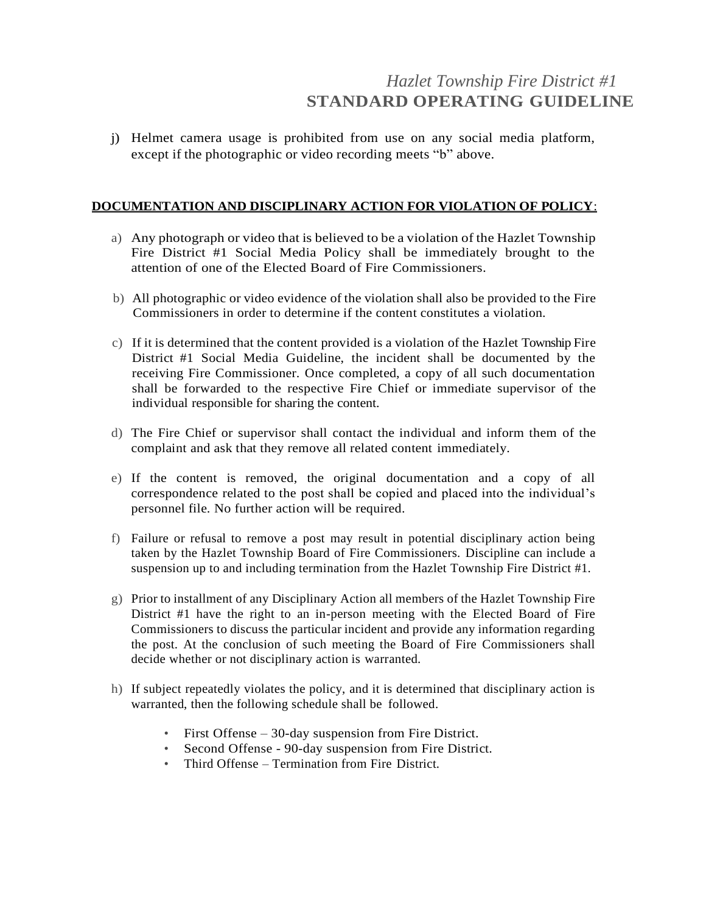j) Helmet camera usage is prohibited from use on any social media platform, except if the photographic or video recording meets "b" above.

**DOCUMENTATION AND DISCIPLINARY ACTION FOR VIOLATION OF POLICY**:

a) Any photograph or video that is believed to be a violation of the Hazlet Township Fire District #1 Social Media Policy shall be immediately brought to the attention of one of the Elected Board of Fire Commissioners.

b) All photographic or video evidence of the violation shall also be provided to the Fire Commissioners in order to determine if the content constitutes a violation.

c) If it is determined that the content provided is a violation of the Hazlet Township Fire District #1 Social Media Guideline, the incident shall be documented by the receiving Fire Commissioner. Once completed, a copy of all such documentation shall be forwarded to the respective Fire Chief or immediate supervisor of the individual responsible for sharing the content.

d) The Fire Chief or supervisor shall contact the individual and inform them of the complaint and ask that they remove all related content immediately.

e) If the content is removed, the original documentation and a copy of all correspondence related to the post shall be copied and placed into the individual's personnel file. No further action will be required.

f) Failure or refusal to remove a post may result in potential disciplinary action being taken by the Hazlet Township Board of Fire Commissioners. Discipline can include a suspension up to and including termination from the Hazlet Township Fire District #1.

g) Prior to installment of any Disciplinary Action all members of the Hazlet Township Fire District #1 have the right to an in-person meeting with the Elected Board of Fire Commissioners to discuss the particular incident and provide any information regarding the post. At the conclusion of such meeting the Board of Fire Commissioners shall decide whether or not disciplinary action is warranted.

h) If subject repeatedly violates the policy, and it is determined that disciplinary action is warranted, then the following schedule shall be followed.

- First Offense – 30-day suspension from Fire District.
- Second Offense - 90-day suspension from Fire District.
- Third Offense – Termination from Fire District.